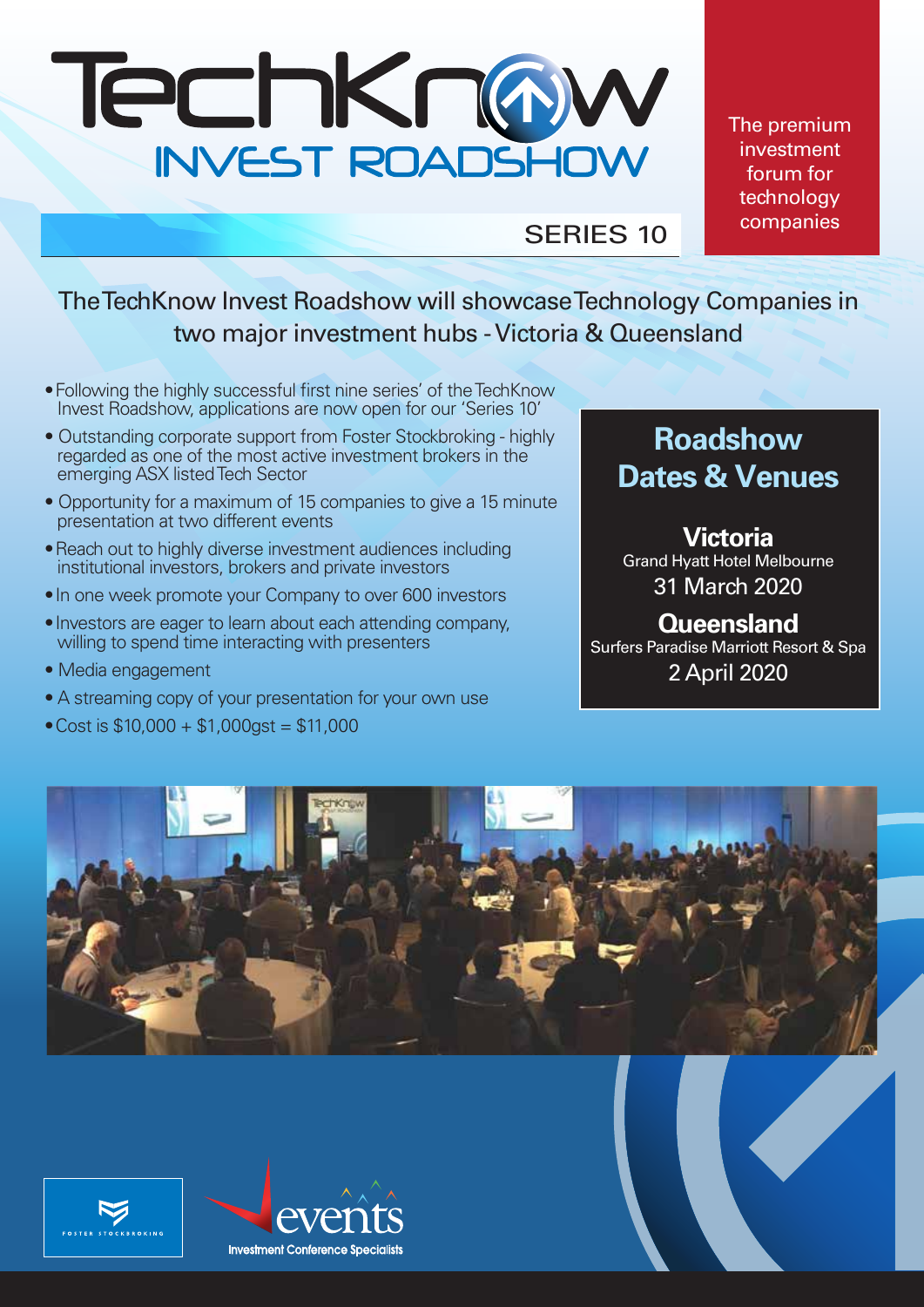# TechKnow INVEST ROADSHOW

SERIES 10

The premium investment forum for technology companies

## The TechKnow Invest Roadshow will showcase Technology Companies in two major investment hubs - Victoria & Queensland

- Following the highly successful first nine series' of the TechKnow Invest Roadshow, applications are now open for our 'Series 10'
- Outstanding corporate support from Foster Stockbroking - highly regarded as one of the most active investment brokers in the emerging ASX listed Tech Sector
- Opportunity for a maximum of 15 companies to give a 15 minute presentation at two different events
- Reach out to highly diverse investment audiences including institutional investors, brokers and private investors
- In one week promote your Company to over 600 investors
- Investors are eager to learn about each attending company, willing to spend time interacting with presenters
- Media engagement
- A streaming copy of your presentation for your own use
- Cost is $10,000 + $1,000gst = $11,000

## Roadshow Dates & Venues

**Victoria**
Grand Hyatt Hotel Melbourne
31 March 2020

**Queensland**
Surfers Paradise Marriott Resort & Spa
2 April 2020

FOSTER STOCKBROKING

events
Investment Conference Specialists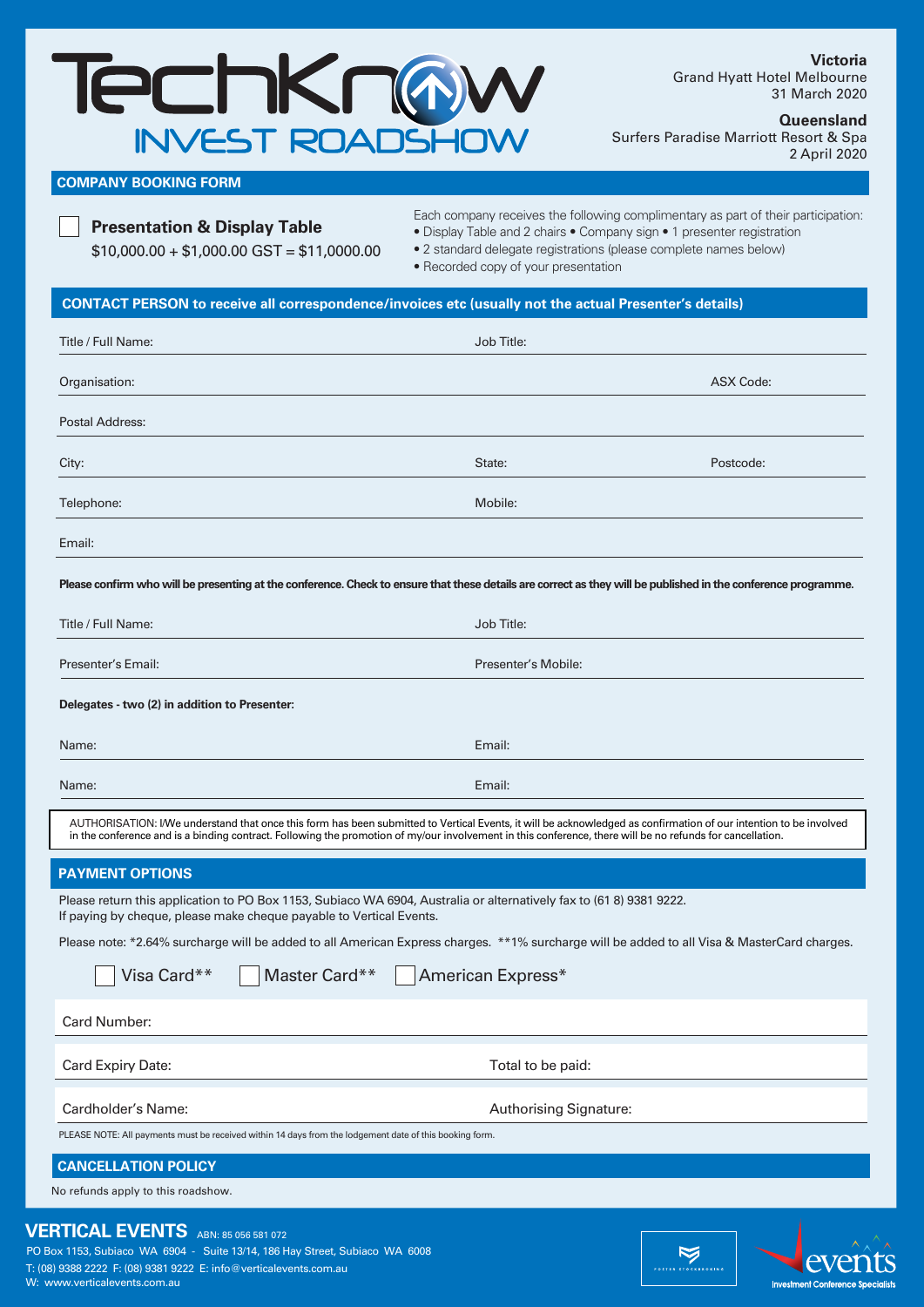# TechKnow INVEST ROADSHOW

**Victoria**
Grand Hyatt Hotel Melbourne
31 March 2020

**Queensland**
Surfers Paradise Marriott Resort & Spa
2 April 2020

## COMPANY BOOKING FORM

☐ **Presentation & Display Table**
$10,000.00 + $1,000.00 GST = $11,0000.00

Each company receives the following complimentary as part of their participation:

- Display Table and 2 chairs • Company sign • 1 presenter registration
- 2 standard delegate registrations (please complete names below)
- Recorded copy of your presentation

## CONTACT PERSON to receive all correspondence/invoices etc (usually not the actual Presenter's details)

Title / Full Name: Job Title:

Organisation: ASX Code:

Postal Address:

City: State: Postcode:

Telephone: Mobile:

Email:

**Please confirm who will be presenting at the conference. Check to ensure that these details are correct as they will be published in the conference programme.**

Title / Full Name: Job Title:

Presenter's Email: Presenter's Mobile:

**Delegates - two (2) in addition to Presenter:**

Name: Email:

Name: Email:

AUTHORISATION: I/We understand that once this form has been submitted to Vertical Events, it will be acknowledged as confirmation of our intention to be involved in the conference and is a binding contract. Following the promotion of my/our involvement in this conference, there will be no refunds for cancellation.

## PAYMENT OPTIONS

Please return this application to PO Box 1153, Subiaco WA 6904, Australia or alternatively fax to (61 8) 9381 9222.
If paying by cheque, please make cheque payable to Vertical Events.

Please note: *2.64% surcharge will be added to all American Express charges. **1% surcharge will be added to all Visa & MasterCard charges.

☐ Visa Card** ☐ Master Card** ☐ American Express*

Card Number:

Card Expiry Date: Total to be paid:

Cardholder's Name: Authorising Signature:

PLEASE NOTE: All payments must be received within 14 days from the lodgement date of this booking form.

## CANCELLATION POLICY

No refunds apply to this roadshow.

**VERTICAL EVENTS** ABN: 85 056 581 072
PO Box 1153, Subiaco WA 6904 - Suite 13/14, 186 Hay Street, Subiaco WA 6008
T: (08) 9388 2222 F: (08) 9381 9222 E: info@verticalevents.com.au
W: www.verticalevents.com.au

events — Investment Conference Specialists